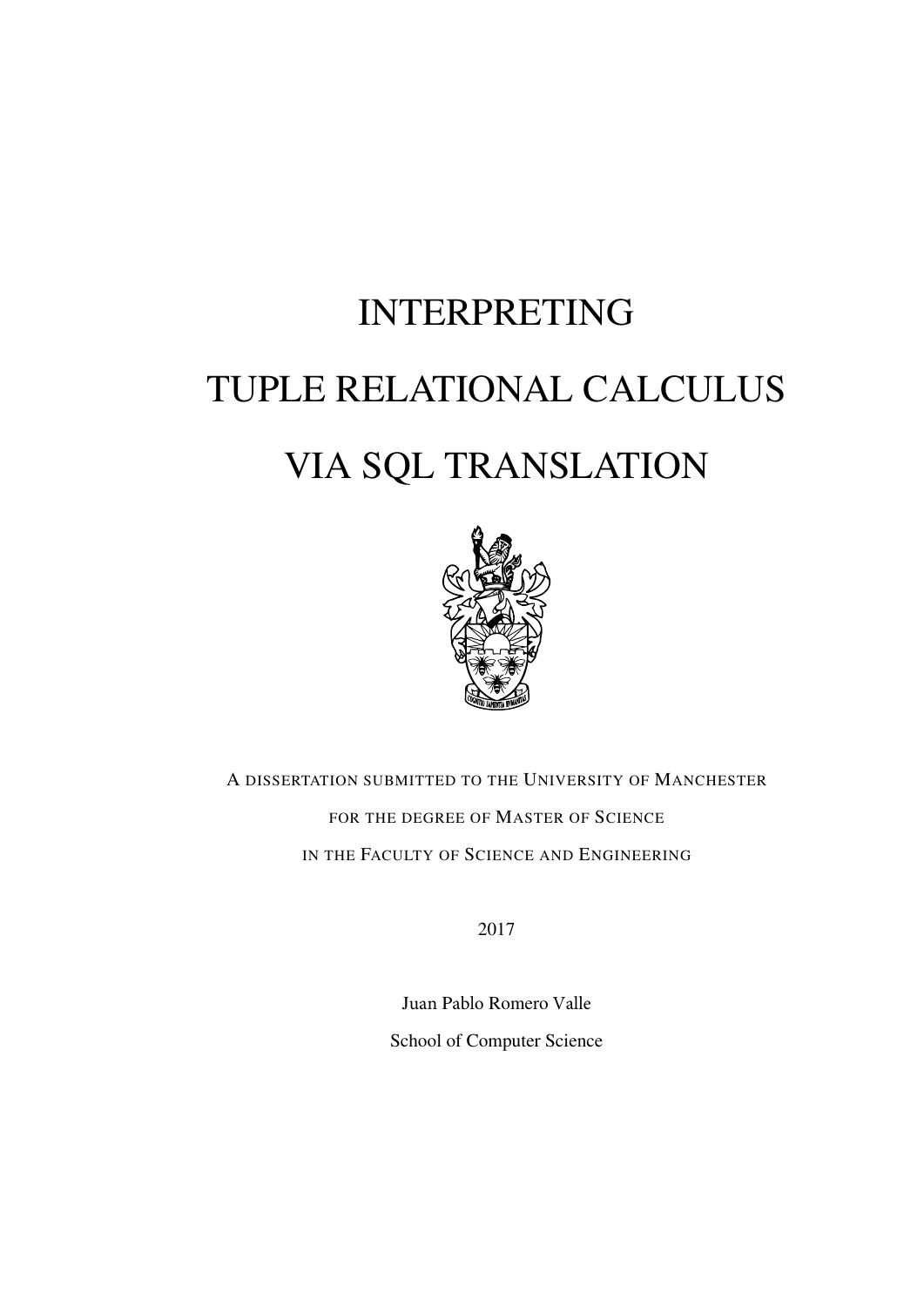# INTERPRETING TUPLE RELATIONAL CALCULUS VIA SQL TRANSLATION

A DISSERTATION SUBMITTED TO THE UNIVERSITY OF MANCHESTER
FOR THE DEGREE OF MASTER OF SCIENCE
IN THE FACULTY OF SCIENCE AND ENGINEERING

2017

Juan Pablo Romero Valle

School of Computer Science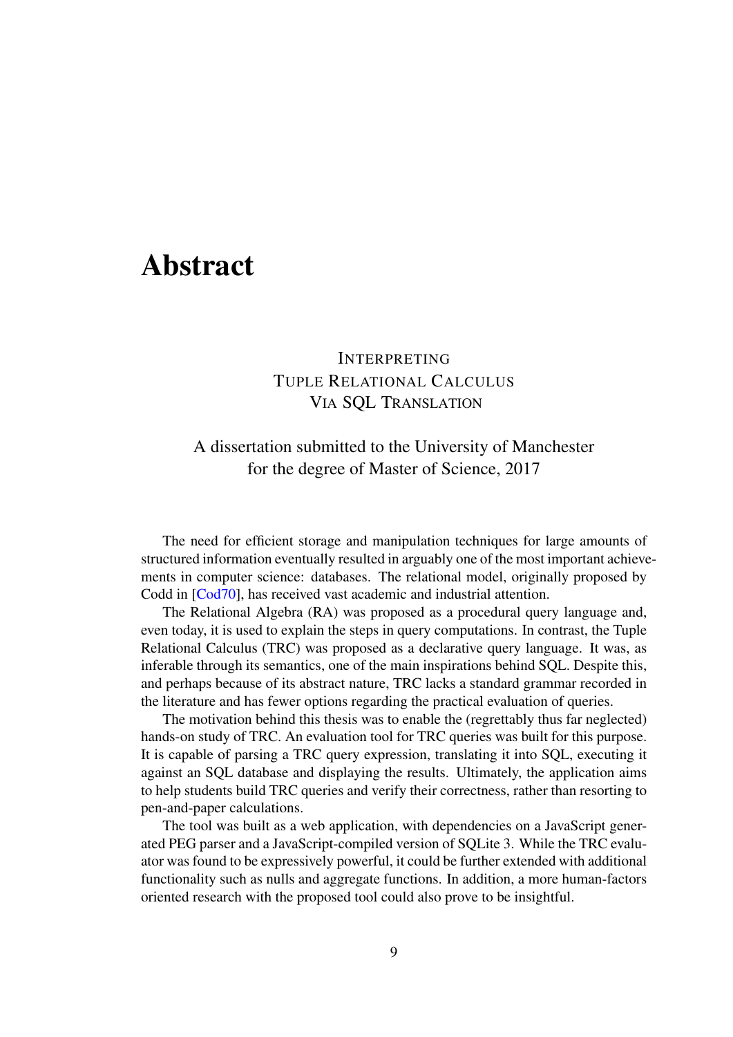# Abstract

INTERPRETING
TUPLE RELATIONAL CALCULUS
VIA SQL TRANSLATION

A dissertation submitted to the University of Manchester
for the degree of Master of Science, 2017

The need for efficient storage and manipulation techniques for large amounts of structured information eventually resulted in arguably one of the most important achievements in computer science: databases. The relational model, originally proposed by Codd in [Cod70], has received vast academic and industrial attention.

The Relational Algebra (RA) was proposed as a procedural query language and, even today, it is used to explain the steps in query computations. In contrast, the Tuple Relational Calculus (TRC) was proposed as a declarative query language. It was, as inferable through its semantics, one of the main inspirations behind SQL. Despite this, and perhaps because of its abstract nature, TRC lacks a standard grammar recorded in the literature and has fewer options regarding the practical evaluation of queries.

The motivation behind this thesis was to enable the (regrettably thus far neglected) hands-on study of TRC. An evaluation tool for TRC queries was built for this purpose. It is capable of parsing a TRC query expression, translating it into SQL, executing it against an SQL database and displaying the results. Ultimately, the application aims to help students build TRC queries and verify their correctness, rather than resorting to pen-and-paper calculations.

The tool was built as a web application, with dependencies on a JavaScript generated PEG parser and a JavaScript-compiled version of SQLite 3. While the TRC evaluator was found to be expressively powerful, it could be further extended with additional functionality such as nulls and aggregate functions. In addition, a more human-factors oriented research with the proposed tool could also prove to be insightful.